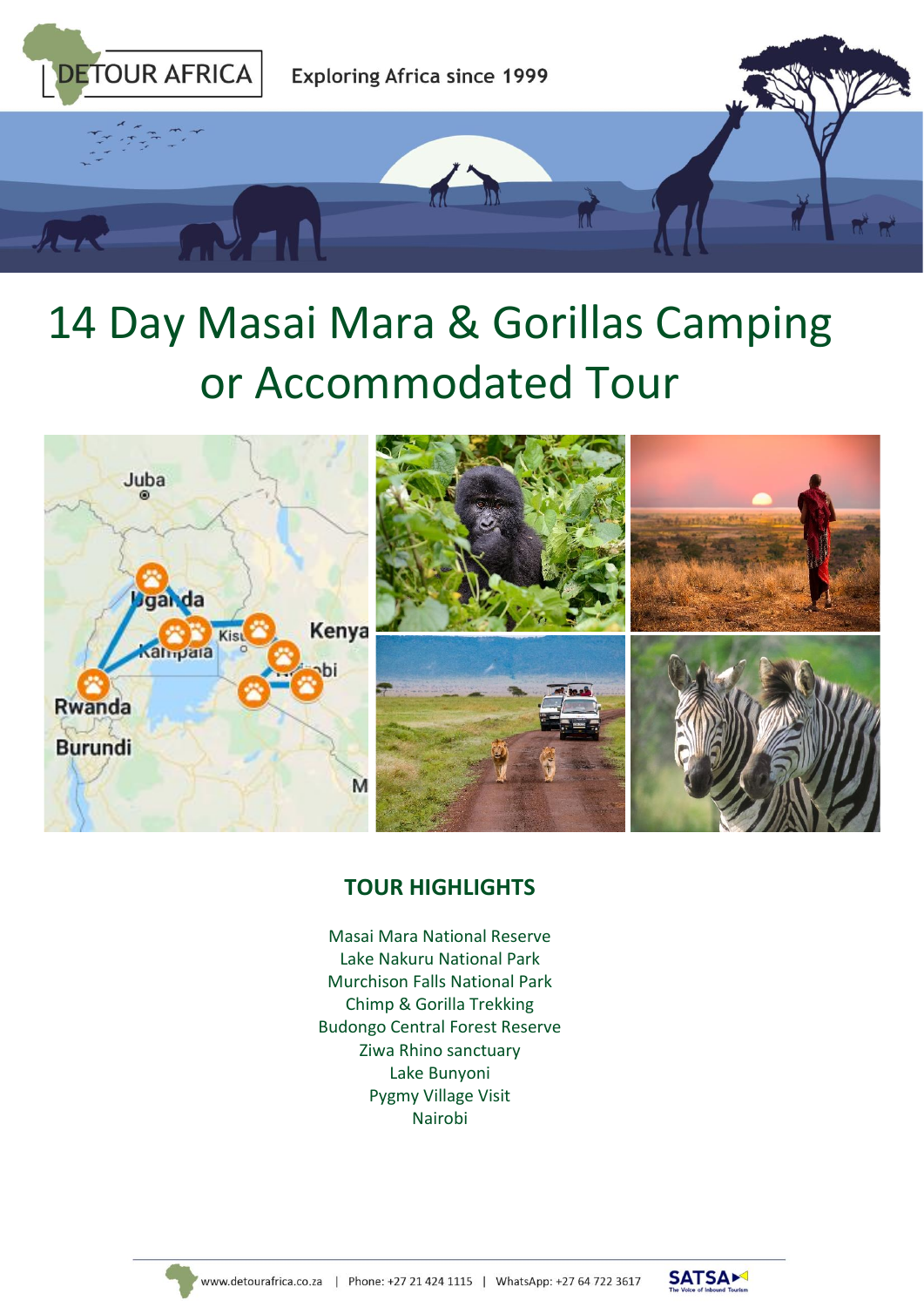DETOUR AFRICA

Exploring Africa since 1999

# 14 Day Masai Mara & Gorillas Camping or Accommodated Tour

## TOUR HIGHLIGHTS

Masai Mara National Reserve
Lake Nakuru National Park
Murchison Falls National Park
Chimp & Gorilla Trekking
Budongo Central Forest Reserve
Ziwa Rhino sanctuary
Lake Bunyoni
Pygmy Village Visit
Nairobi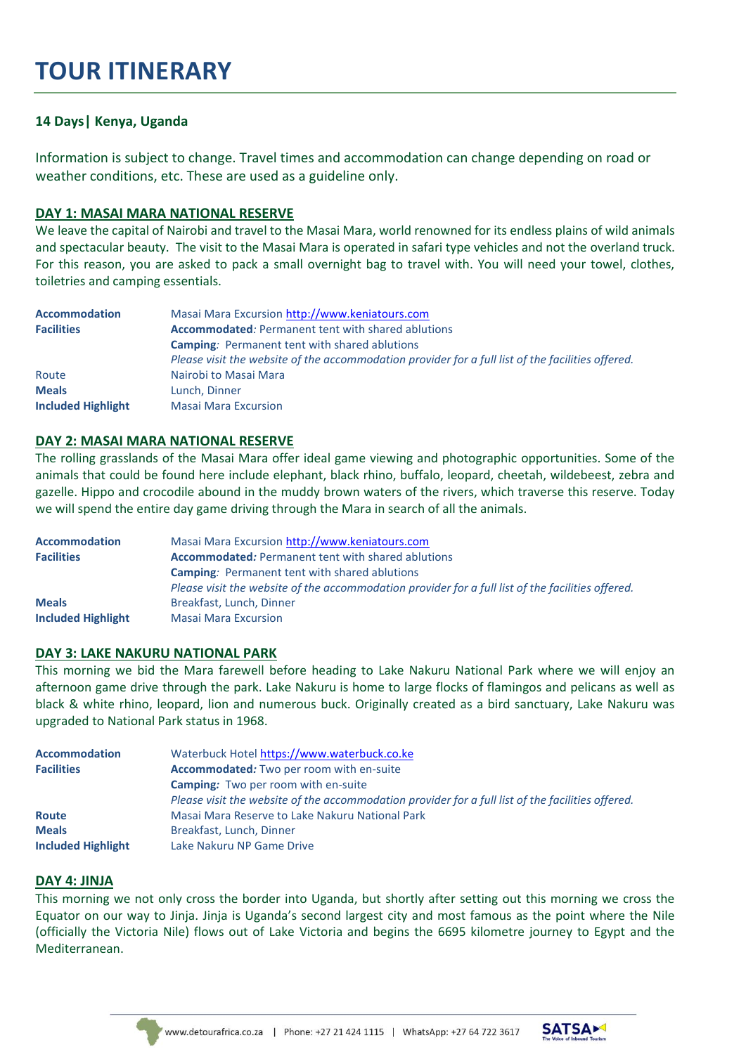# TOUR ITINERARY

**14 Days| Kenya, Uganda**

Information is subject to change. Travel times and accommodation can change depending on road or weather conditions, etc. These are used as a guideline only.

## DAY 1: MASAI MARA NATIONAL RESERVE

We leave the capital of Nairobi and travel to the Masai Mara, world renowned for its endless plains of wild animals and spectacular beauty. The visit to the Masai Mara is operated in safari type vehicles and not the overland truck. For this reason, you are asked to pack a small overnight bag to travel with. You will need your towel, clothes, toiletries and camping essentials.

| | |
|---|---|
| **Accommodation** | Masai Mara Excursion http://www.keniatours.com |
| **Facilities** | **Accommodated***:* Permanent tent with shared ablutions<br>**Camping***:* Permanent tent with shared ablutions<br>*Please visit the website of the accommodation provider for a full list of the facilities offered.* |
| Route | Nairobi to Masai Mara |
| **Meals** | Lunch, Dinner |
| **Included Highlight** | Masai Mara Excursion |

## DAY 2: MASAI MARA NATIONAL RESERVE

The rolling grasslands of the Masai Mara offer ideal game viewing and photographic opportunities. Some of the animals that could be found here include elephant, black rhino, buffalo, leopard, cheetah, wildebeest, zebra and gazelle. Hippo and crocodile abound in the muddy brown waters of the rivers, which traverse this reserve. Today we will spend the entire day game driving through the Mara in search of all the animals.

| | |
|---|---|
| **Accommodation** | Masai Mara Excursion http://www.keniatours.com |
| **Facilities** | **Accommodated***:* Permanent tent with shared ablutions<br>**Camping***:* Permanent tent with shared ablutions<br>*Please visit the website of the accommodation provider for a full list of the facilities offered.* |
| **Meals** | Breakfast, Lunch, Dinner |
| **Included Highlight** | Masai Mara Excursion |

## DAY 3: LAKE NAKURU NATIONAL PARK

This morning we bid the Mara farewell before heading to Lake Nakuru National Park where we will enjoy an afternoon game drive through the park. Lake Nakuru is home to large flocks of flamingos and pelicans as well as black & white rhino, leopard, lion and numerous buck. Originally created as a bird sanctuary, Lake Nakuru was upgraded to National Park status in 1968.

| | |
|---|---|
| **Accommodation** | Waterbuck Hotel https://www.waterbuck.co.ke |
| **Facilities** | **Accommodated***:* Two per room with en-suite<br>**Camping***:* Two per room with en-suite<br>*Please visit the website of the accommodation provider for a full list of the facilities offered.* |
| **Route** | Masai Mara Reserve to Lake Nakuru National Park |
| **Meals** | Breakfast, Lunch, Dinner |
| **Included Highlight** | Lake Nakuru NP Game Drive |

## DAY 4: JINJA

This morning we not only cross the border into Uganda, but shortly after setting out this morning we cross the Equator on our way to Jinja. Jinja is Uganda's second largest city and most famous as the point where the Nile (officially the Victoria Nile) flows out of Lake Victoria and begins the 6695 kilometre journey to Egypt and the Mediterranean.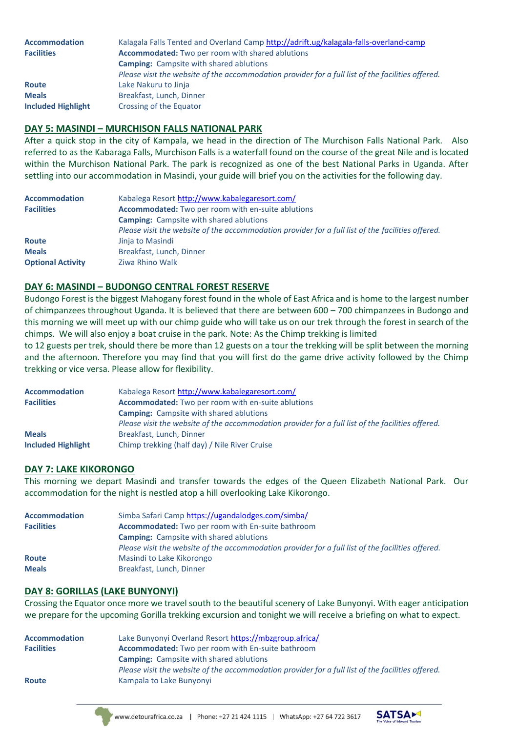| | |
|---|---|
| **Accommodation** | Kalagala Falls Tented and Overland Camp http://adrift.ug/kalagala-falls-overland-camp |
| **Facilities** | **Accommodated:** Two per room with shared ablutions<br>**Camping:** Campsite with shared ablutions<br>*Please visit the website of the accommodation provider for a full list of the facilities offered.* |
| **Route** | Lake Nakuru to Jinja |
| **Meals** | Breakfast, Lunch, Dinner |
| **Included Highlight** | Crossing of the Equator |

## DAY 5: MASINDI – MURCHISON FALLS NATIONAL PARK

After a quick stop in the city of Kampala, we head in the direction of The Murchison Falls National Park. Also referred to as the Kabaraga Falls, Murchison Falls is a waterfall found on the course of the great Nile and is located within the Murchison National Park. The park is recognized as one of the best National Parks in Uganda. After settling into our accommodation in Masindi, your guide will brief you on the activities for the following day.

| | |
|---|---|
| **Accommodation** | Kabalega Resort http://www.kabalegaresort.com/ |
| **Facilities** | **Accommodated:** Two per room with en-suite ablutions<br>**Camping:** Campsite with shared ablutions<br>*Please visit the website of the accommodation provider for a full list of the facilities offered.* |
| **Route** | Jinja to Masindi |
| **Meals** | Breakfast, Lunch, Dinner |
| **Optional Activity** | Ziwa Rhino Walk |

## DAY 6: MASINDI – BUDONGO CENTRAL FOREST RESERVE

Budongo Forest is the biggest Mahogany forest found in the whole of East Africa and is home to the largest number of chimpanzees throughout Uganda. It is believed that there are between 600 – 700 chimpanzees in Budongo and this morning we will meet up with our chimp guide who will take us on our trek through the forest in search of the chimps. We will also enjoy a boat cruise in the park. Note: As the Chimp trekking is limited to 12 guests per trek, should there be more than 12 guests on a tour the trekking will be split between the morning and the afternoon. Therefore you may find that you will first do the game drive activity followed by the Chimp trekking or vice versa. Please allow for flexibility.

| | |
|---|---|
| **Accommodation** | Kabalega Resort http://www.kabalegaresort.com/ |
| **Facilities** | **Accommodated:** Two per room with en-suite ablutions<br>**Camping:** Campsite with shared ablutions<br>*Please visit the website of the accommodation provider for a full list of the facilities offered.* |
| **Meals** | Breakfast, Lunch, Dinner |
| **Included Highlight** | Chimp trekking (half day) / Nile River Cruise |

## DAY 7: LAKE KIKORONGO

This morning we depart Masindi and transfer towards the edges of the Queen Elizabeth National Park. Our accommodation for the night is nestled atop a hill overlooking Lake Kikorongo.

| | |
|---|---|
| **Accommodation** | Simba Safari Camp https://ugandalodges.com/simba/ |
| **Facilities** | **Accommodated:** Two per room with En-suite bathroom<br>**Camping:** Campsite with shared ablutions<br>*Please visit the website of the accommodation provider for a full list of the facilities offered.* |
| **Route** | Masindi to Lake Kikorongo |
| **Meals** | Breakfast, Lunch, Dinner |

## DAY 8: GORILLAS (LAKE BUNYONYI)

Crossing the Equator once more we travel south to the beautiful scenery of Lake Bunyonyi. With eager anticipation we prepare for the upcoming Gorilla trekking excursion and tonight we will receive a briefing on what to expect.

| | |
|---|---|
| **Accommodation** | Lake Bunyonyi Overland Resort https://mbzgroup.africa/ |
| **Facilities** | **Accommodated:** Two per room with En-suite bathroom<br>**Camping:** Campsite with shared ablutions<br>*Please visit the website of the accommodation provider for a full list of the facilities offered.* |
| **Route** | Kampala to Lake Bunyonyi |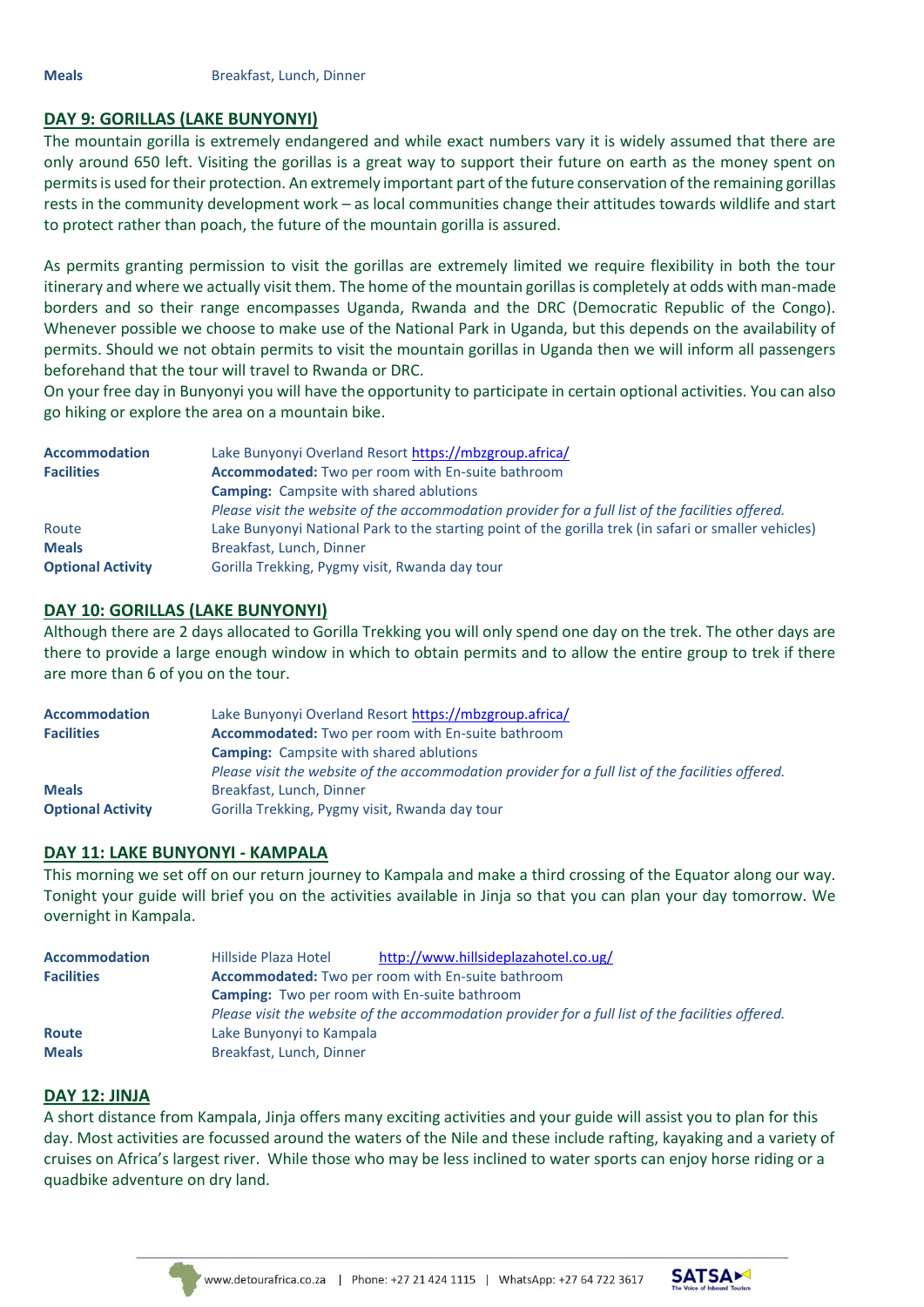| | |
|---|---|
| **Meals** | Breakfast, Lunch, Dinner |

## DAY 9: GORILLAS (LAKE BUNYONYI)

The mountain gorilla is extremely endangered and while exact numbers vary it is widely assumed that there are only around 650 left. Visiting the gorillas is a great way to support their future on earth as the money spent on permits is used for their protection. An extremely important part of the future conservation of the remaining gorillas rests in the community development work – as local communities change their attitudes towards wildlife and start to protect rather than poach, the future of the mountain gorilla is assured.

As permits granting permission to visit the gorillas are extremely limited we require flexibility in both the tour itinerary and where we actually visit them. The home of the mountain gorillas is completely at odds with man-made borders and so their range encompasses Uganda, Rwanda and the DRC (Democratic Republic of the Congo). Whenever possible we choose to make use of the National Park in Uganda, but this depends on the availability of permits. Should we not obtain permits to visit the mountain gorillas in Uganda then we will inform all passengers beforehand that the tour will travel to Rwanda or DRC.
On your free day in Bunyonyi you will have the opportunity to participate in certain optional activities. You can also go hiking or explore the area on a mountain bike.

| | |
|---|---|
| **Accommodation** | Lake Bunyonyi Overland Resort https://mbzgroup.africa/ |
| **Facilities** | **Accommodated:** Two per room with En-suite bathroom |
| | **Camping:** Campsite with shared ablutions |
| | *Please visit the website of the accommodation provider for a full list of the facilities offered.* |
| Route | Lake Bunyonyi National Park to the starting point of the gorilla trek (in safari or smaller vehicles) |
| **Meals** | Breakfast, Lunch, Dinner |
| **Optional Activity** | Gorilla Trekking, Pygmy visit, Rwanda day tour |

## DAY 10: GORILLAS (LAKE BUNYONYI)

Although there are 2 days allocated to Gorilla Trekking you will only spend one day on the trek. The other days are there to provide a large enough window in which to obtain permits and to allow the entire group to trek if there are more than 6 of you on the tour.

| | |
|---|---|
| **Accommodation** | Lake Bunyonyi Overland Resort https://mbzgroup.africa/ |
| **Facilities** | **Accommodated:** Two per room with En-suite bathroom |
| | **Camping:** Campsite with shared ablutions |
| | *Please visit the website of the accommodation provider for a full list of the facilities offered.* |
| **Meals** | Breakfast, Lunch, Dinner |
| **Optional Activity** | Gorilla Trekking, Pygmy visit, Rwanda day tour |

## DAY 11: LAKE BUNYONYI - KAMPALA

This morning we set off on our return journey to Kampala and make a third crossing of the Equator along our way. Tonight your guide will brief you on the activities available in Jinja so that you can plan your day tomorrow. We overnight in Kampala.

| | |
|---|---|
| **Accommodation** | Hillside Plaza Hotel http://www.hillsideplazahotel.co.ug/ |
| **Facilities** | **Accommodated:** Two per room with En-suite bathroom |
| | **Camping:** Two per room with En-suite bathroom |
| | *Please visit the website of the accommodation provider for a full list of the facilities offered.* |
| **Route** | Lake Bunyonyi to Kampala |
| **Meals** | Breakfast, Lunch, Dinner |

## DAY 12: JINJA

A short distance from Kampala, Jinja offers many exciting activities and your guide will assist you to plan for this day. Most activities are focussed around the waters of the Nile and these include rafting, kayaking and a variety of cruises on Africa's largest river. While those who may be less inclined to water sports can enjoy horse riding or a quadbike adventure on dry land.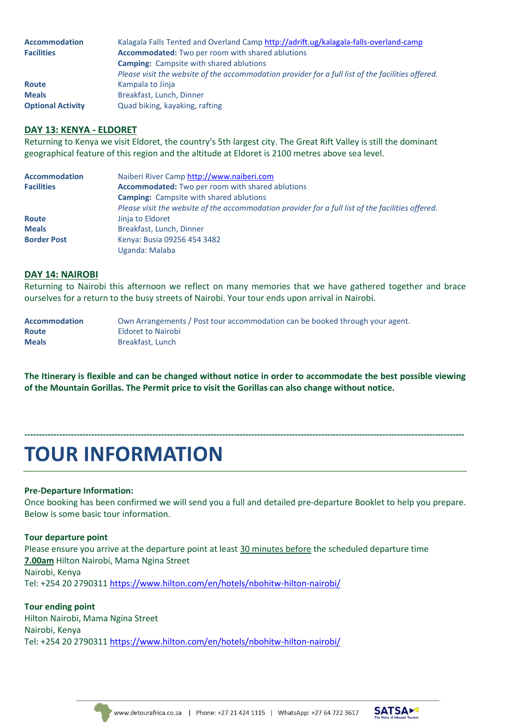| | |
|---|---|
| **Accommodation** | Kalagala Falls Tented and Overland Camp http://adrift.ug/kalagala-falls-overland-camp |
| **Facilities** | **Accommodated:** Two per room with shared ablutions<br>**Camping:** Campsite with shared ablutions<br>*Please visit the website of the accommodation provider for a full list of the facilities offered.* |
| **Route** | Kampala to Jinja |
| **Meals** | Breakfast, Lunch, Dinner |
| **Optional Activity** | Quad biking, kayaking, rafting |

## DAY 13: KENYA - ELDORET

Returning to Kenya we visit Eldoret, the country's 5th largest city. The Great Rift Valley is still the dominant geographical feature of this region and the altitude at Eldoret is 2100 metres above sea level.

| | |
|---|---|
| **Accommodation** | Naiberi River Camp http://www.naiberi.com |
| **Facilities** | **Accommodated:** Two per room with shared ablutions<br>**Camping:** Campsite with shared ablutions<br>*Please visit the website of the accommodation provider for a full list of the facilities offered.* |
| **Route** | Jinja to Eldoret |
| **Meals** | Breakfast, Lunch, Dinner |
| **Border Post** | Kenya: Busia 09256 454 3482<br>Uganda: Malaba |

## DAY 14: NAIROBI

Returning to Nairobi this afternoon we reflect on many memories that we have gathered together and brace ourselves for a return to the busy streets of Nairobi. Your tour ends upon arrival in Nairobi.

| | |
|---|---|
| **Accommodation** | Own Arrangements / Post tour accommodation can be booked through your agent. |
| **Route** | Eldoret to Nairobi |
| **Meals** | Breakfast, Lunch |

**The Itinerary is flexible and can be changed without notice in order to accommodate the best possible viewing of the Mountain Gorillas. The Permit price to visit the Gorillas can also change without notice.**

---

# TOUR INFORMATION

**Pre-Departure Information:**
Once booking has been confirmed we will send you a full and detailed pre-departure Booklet to help you prepare. Below is some basic tour information.

**Tour departure point**
Please ensure you arrive at the departure point at least 30 minutes before the scheduled departure time
**7.00am** Hilton Nairobi, Mama Ngina Street
Nairobi, Kenya
Tel: +254 20 2790311 https://www.hilton.com/en/hotels/nbohitw-hilton-nairobi/

**Tour ending point**
Hilton Nairobi, Mama Ngina Street
Nairobi, Kenya
Tel: +254 20 2790311 https://www.hilton.com/en/hotels/nbohitw-hilton-nairobi/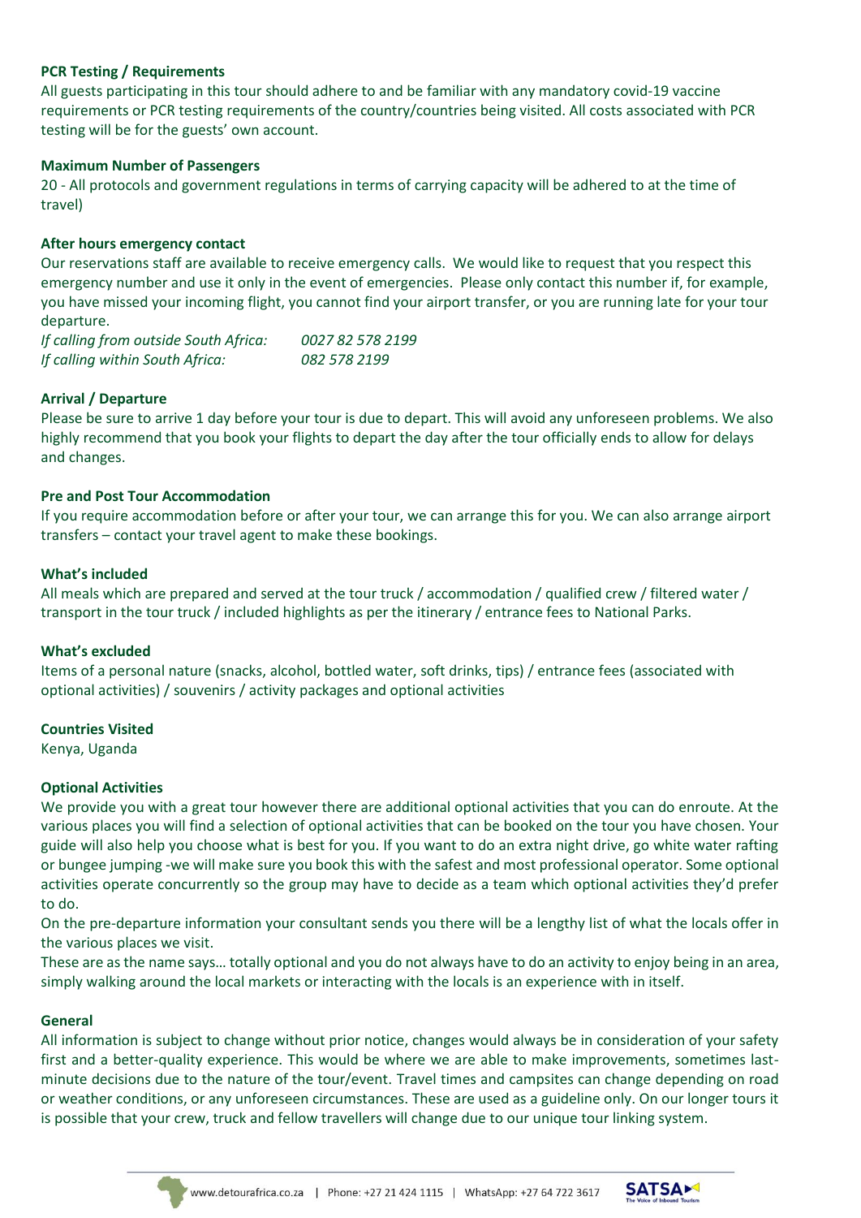**PCR Testing / Requirements**

All guests participating in this tour should adhere to and be familiar with any mandatory covid-19 vaccine requirements or PCR testing requirements of the country/countries being visited. All costs associated with PCR testing will be for the guests' own account.

**Maximum Number of Passengers**

20 - All protocols and government regulations in terms of carrying capacity will be adhered to at the time of travel)

**After hours emergency contact**

Our reservations staff are available to receive emergency calls. We would like to request that you respect this emergency number and use it only in the event of emergencies. Please only contact this number if, for example, you have missed your incoming flight, you cannot find your airport transfer, or you are running late for your tour departure.

*If calling from outside South Africa:* *0027 82 578 2199*
*If calling within South Africa:* *082 578 2199*

**Arrival / Departure**

Please be sure to arrive 1 day before your tour is due to depart. This will avoid any unforeseen problems. We also highly recommend that you book your flights to depart the day after the tour officially ends to allow for delays and changes.

**Pre and Post Tour Accommodation**

If you require accommodation before or after your tour, we can arrange this for you. We can also arrange airport transfers – contact your travel agent to make these bookings.

**What's included**

All meals which are prepared and served at the tour truck / accommodation / qualified crew / filtered water / transport in the tour truck / included highlights as per the itinerary / entrance fees to National Parks.

**What's excluded**

Items of a personal nature (snacks, alcohol, bottled water, soft drinks, tips) / entrance fees (associated with optional activities) / souvenirs / activity packages and optional activities

**Countries Visited**

Kenya, Uganda

**Optional Activities**

We provide you with a great tour however there are additional optional activities that you can do enroute. At the various places you will find a selection of optional activities that can be booked on the tour you have chosen. Your guide will also help you choose what is best for you. If you want to do an extra night drive, go white water rafting or bungee jumping -we will make sure you book this with the safest and most professional operator. Some optional activities operate concurrently so the group may have to decide as a team which optional activities they'd prefer to do.

On the pre-departure information your consultant sends you there will be a lengthy list of what the locals offer in the various places we visit.

These are as the name says… totally optional and you do not always have to do an activity to enjoy being in an area, simply walking around the local markets or interacting with the locals is an experience with in itself.

**General**

All information is subject to change without prior notice, changes would always be in consideration of your safety first and a better-quality experience. This would be where we are able to make improvements, sometimes last-minute decisions due to the nature of the tour/event. Travel times and campsites can change depending on road or weather conditions, or any unforeseen circumstances. These are used as a guideline only. On our longer tours it is possible that your crew, truck and fellow travellers will change due to our unique tour linking system.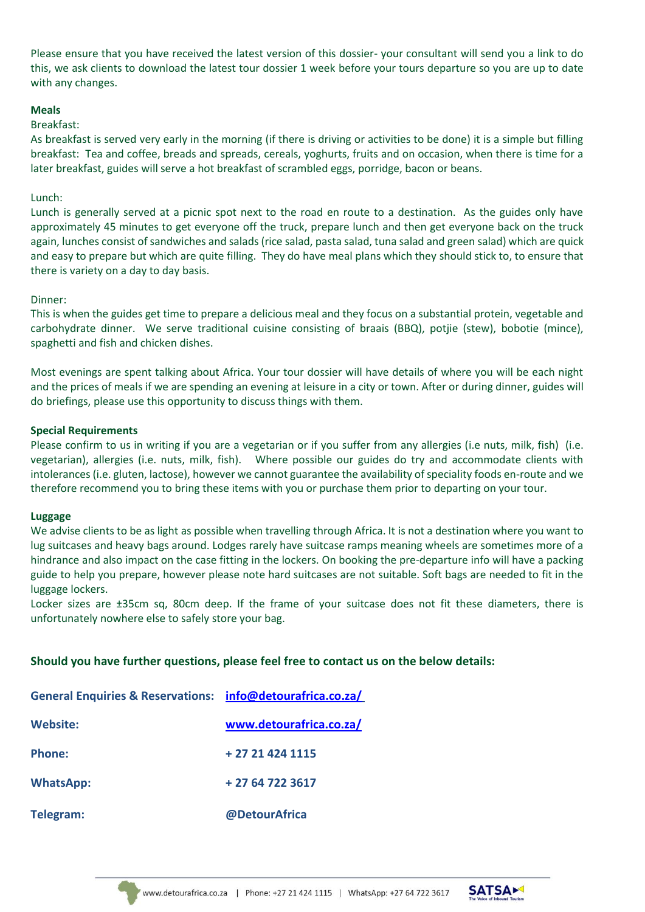Please ensure that you have received the latest version of this dossier- your consultant will send you a link to do this, we ask clients to download the latest tour dossier 1 week before your tours departure so you are up to date with any changes.

**Meals**

Breakfast:

As breakfast is served very early in the morning (if there is driving or activities to be done) it is a simple but filling breakfast: Tea and coffee, breads and spreads, cereals, yoghurts, fruits and on occasion, when there is time for a later breakfast, guides will serve a hot breakfast of scrambled eggs, porridge, bacon or beans.

Lunch:

Lunch is generally served at a picnic spot next to the road en route to a destination. As the guides only have approximately 45 minutes to get everyone off the truck, prepare lunch and then get everyone back on the truck again, lunches consist of sandwiches and salads (rice salad, pasta salad, tuna salad and green salad) which are quick and easy to prepare but which are quite filling. They do have meal plans which they should stick to, to ensure that there is variety on a day to day basis.

Dinner:

This is when the guides get time to prepare a delicious meal and they focus on a substantial protein, vegetable and carbohydrate dinner. We serve traditional cuisine consisting of braais (BBQ), potjie (stew), bobotie (mince), spaghetti and fish and chicken dishes.

Most evenings are spent talking about Africa. Your tour dossier will have details of where you will be each night and the prices of meals if we are spending an evening at leisure in a city or town. After or during dinner, guides will do briefings, please use this opportunity to discuss things with them.

**Special Requirements**

Please confirm to us in writing if you are a vegetarian or if you suffer from any allergies (i.e nuts, milk, fish) (i.e. vegetarian), allergies (i.e. nuts, milk, fish). Where possible our guides do try and accommodate clients with intolerances (i.e. gluten, lactose), however we cannot guarantee the availability of speciality foods en-route and we therefore recommend you to bring these items with you or purchase them prior to departing on your tour.

**Luggage**

We advise clients to be as light as possible when travelling through Africa. It is not a destination where you want to lug suitcases and heavy bags around. Lodges rarely have suitcase ramps meaning wheels are sometimes more of a hindrance and also impact on the case fitting in the lockers. On booking the pre-departure info will have a packing guide to help you prepare, however please note hard suitcases are not suitable. Soft bags are needed to fit in the luggage lockers.

Locker sizes are ±35cm sq, 80cm deep. If the frame of your suitcase does not fit these diameters, there is unfortunately nowhere else to safely store your bag.

**Should you have further questions, please feel free to contact us on the below details:**

**General Enquiries & Reservations:** info@detourafrica.co.za/

**Website:** www.detourafrica.co.za/

**Phone:** + 27 21 424 1115

**WhatsApp:** + 27 64 722 3617

**Telegram:** @DetourAfrica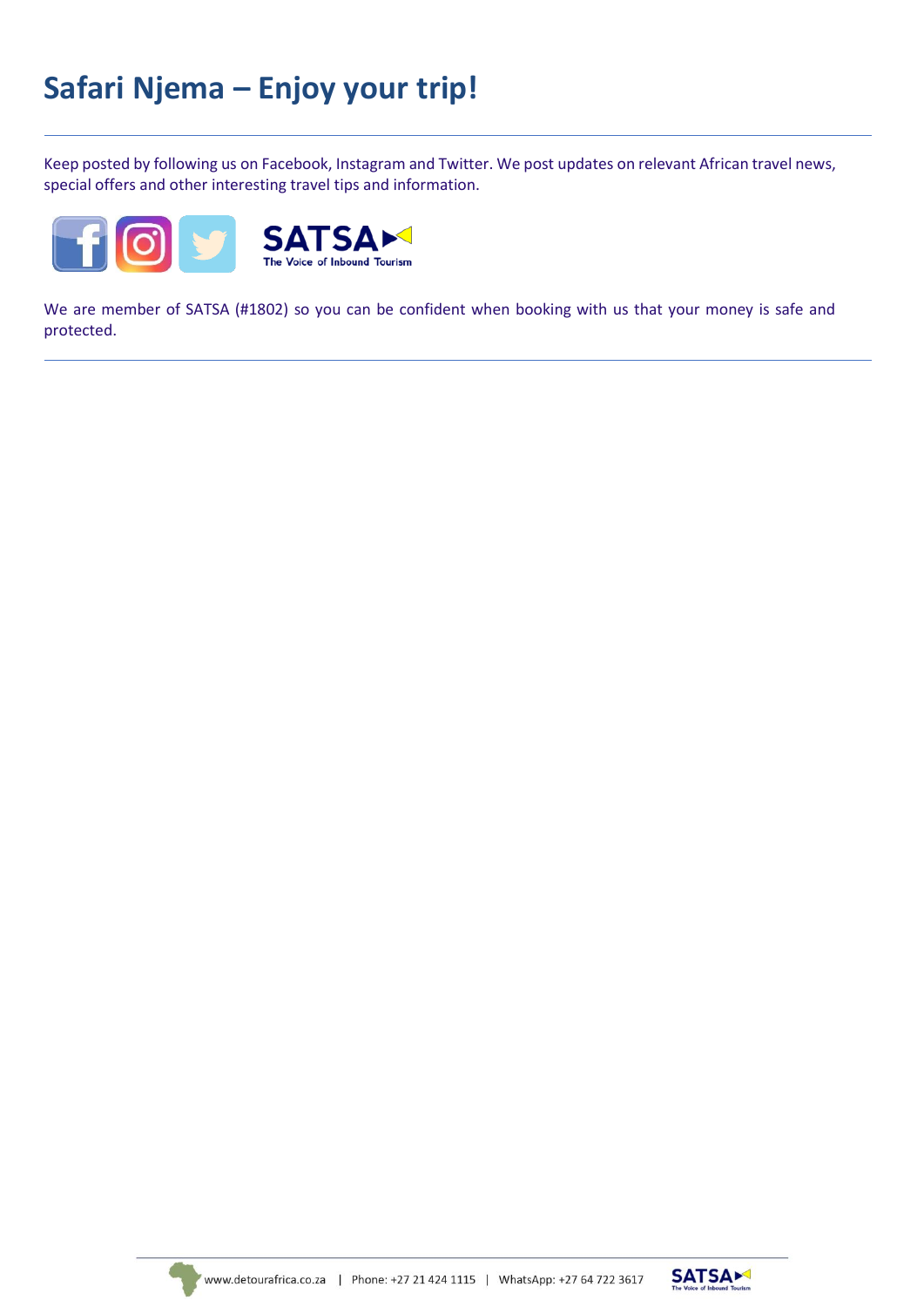# Safari Njema – Enjoy your trip!

---

Keep posted by following us on Facebook, Instagram and Twitter. We post updates on relevant African travel news, special offers and other interesting travel tips and information.

SATSA The Voice of Inbound Tourism

We are member of SATSA (#1802) so you can be confident when booking with us that your money is safe and protected.

---